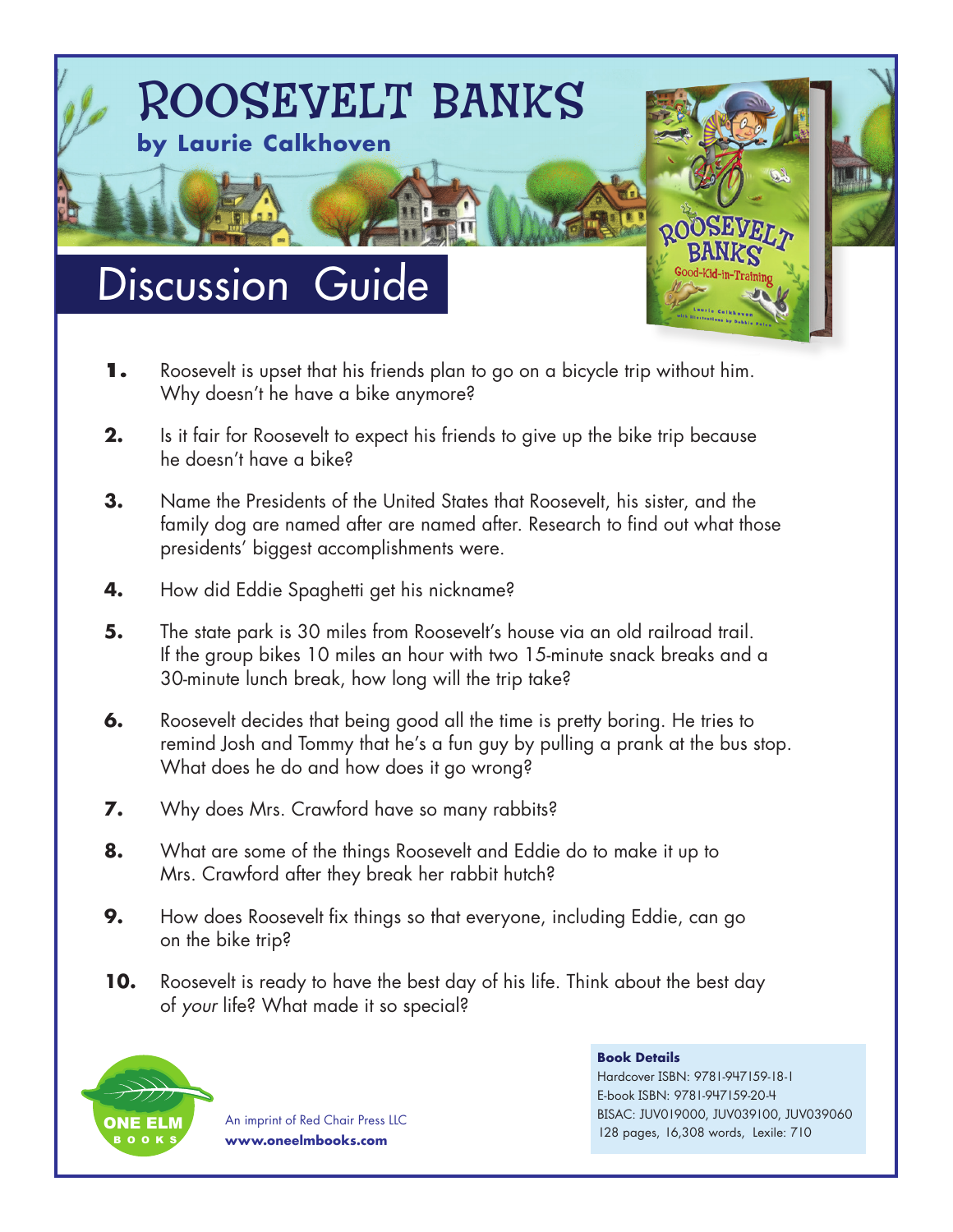# ROOSEVELT BANKS

**by Laurie Calkhoven**

## Discussion Guide

1. Roosevelt is upset that his friends plan to go on a bicycle trip without him. Why doesn't he have a bike anymore?

2. Is it fair for Roosevelt to expect his friends to give up the bike trip because he doesn't have a bike?

3. Name the Presidents of the United States that Roosevelt, his sister, and the family dog are named after are named after. Research to find out what those presidents' biggest accomplishments were.

4. How did Eddie Spaghetti get his nickname?

5. The state park is 30 miles from Roosevelt's house via an old railroad trail. If the group bikes 10 miles an hour with two 15-minute snack breaks and a 30-minute lunch break, how long will the trip take?

6. Roosevelt decides that being good all the time is pretty boring. He tries to remind Josh and Tommy that he's a fun guy by pulling a prank at the bus stop. What does he do and how does it go wrong?

7. Why does Mrs. Crawford have so many rabbits?

8. What are some of the things Roosevelt and Eddie do to make it up to Mrs. Crawford after they break her rabbit hutch?

9. How does Roosevelt fix things so that everyone, including Eddie, can go on the bike trip?

10. Roosevelt is ready to have the best day of his life. Think about the best day of *your* life? What made it so special?

ONE ELM BOOKS

An imprint of Red Chair Press LLC
**www.oneelmbooks.com**

**Book Details**
Hardcover ISBN: 9781-947159-18-1
E-book ISBN: 9781-947159-20-4
BISAC: JUV019000, JUV039100, JUV039060
128 pages, 16,308 words, Lexile: 710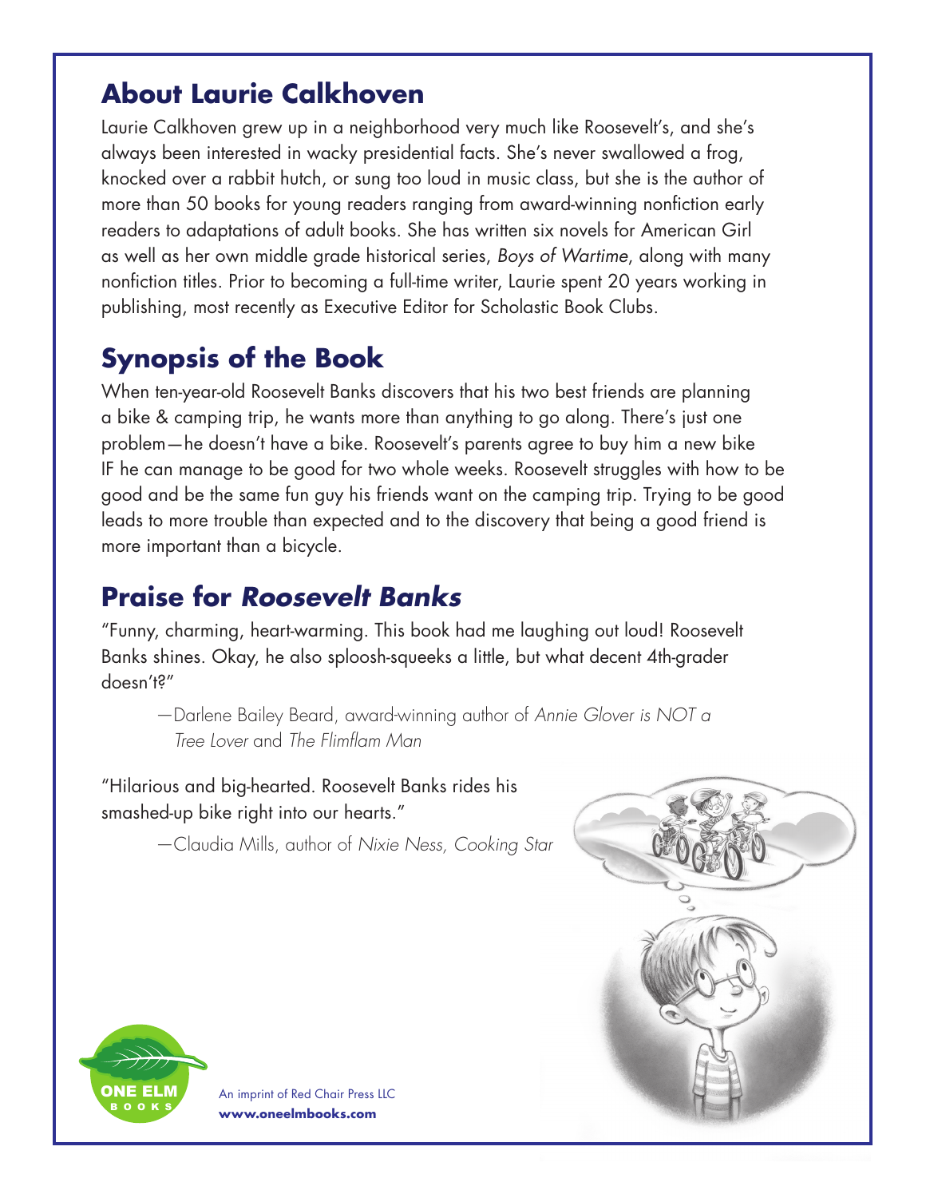## About Laurie Calkhoven

Laurie Calkhoven grew up in a neighborhood very much like Roosevelt's, and she's always been interested in wacky presidential facts. She's never swallowed a frog, knocked over a rabbit hutch, or sung too loud in music class, but she is the author of more than 50 books for young readers ranging from award-winning nonfiction early readers to adaptations of adult books. She has written six novels for American Girl as well as her own middle grade historical series, *Boys of Wartime*, along with many nonfiction titles. Prior to becoming a full-time writer, Laurie spent 20 years working in publishing, most recently as Executive Editor for Scholastic Book Clubs.

## Synopsis of the Book

When ten-year-old Roosevelt Banks discovers that his two best friends are planning a bike & camping trip, he wants more than anything to go along. There's just one problem—he doesn't have a bike. Roosevelt's parents agree to buy him a new bike IF he can manage to be good for two whole weeks. Roosevelt struggles with how to be good and be the same fun guy his friends want on the camping trip. Trying to be good leads to more trouble than expected and to the discovery that being a good friend is more important than a bicycle.

## Praise for *Roosevelt Banks*

"Funny, charming, heart-warming. This book had me laughing out loud! Roosevelt Banks shines. Okay, he also sploosh-squeeks a little, but what decent 4th-grader doesn't?"

—Darlene Bailey Beard, award-winning author of *Annie Glover is NOT a Tree Lover* and *The Flimflam Man*

"Hilarious and big-hearted. Roosevelt Banks rides his smashed-up bike right into our hearts."

—Claudia Mills, author of *Nixie Ness, Cooking Star*

ONE ELM BOOKS

An imprint of Red Chair Press LLC
**www.oneelmbooks.com**